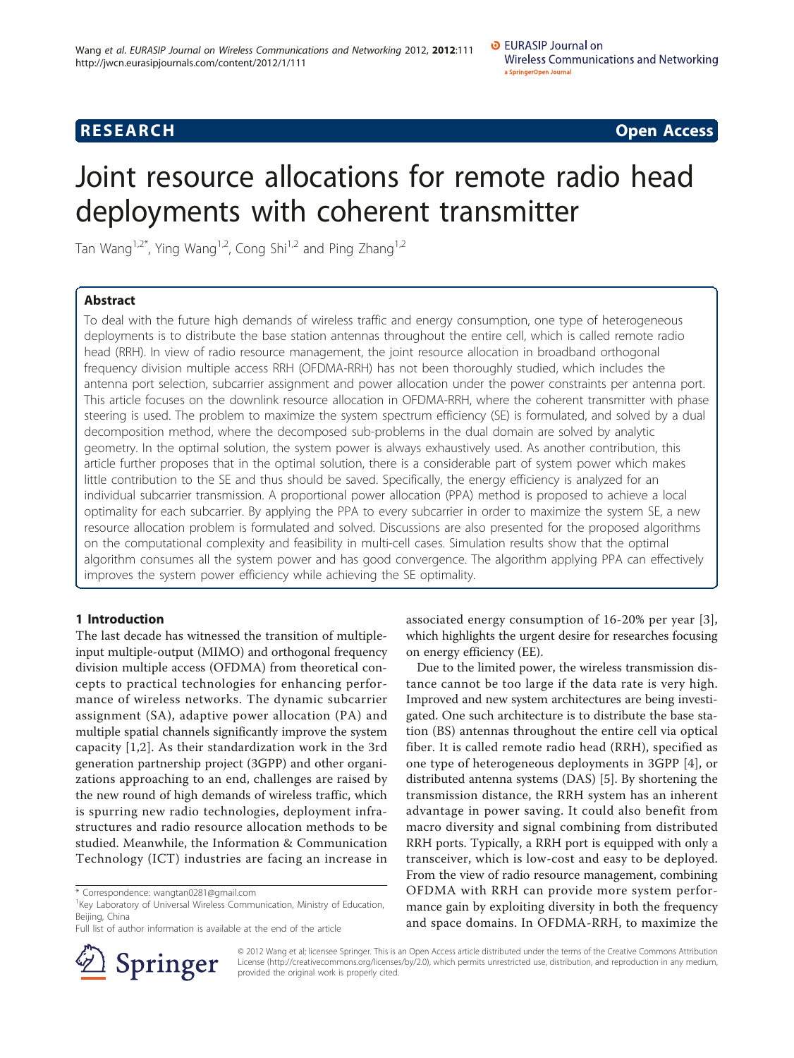**RESEARCH** **Open Access**

# Joint resource allocations for remote radio head deployments with coherent transmitter

Tan Wang[1,2*], Ying Wang[1,2], Cong Shi[1,2] and Ping Zhang[1,2]

## Abstract

To deal with the future high demands of wireless traffic and energy consumption, one type of heterogeneous deployments is to distribute the base station antennas throughout the entire cell, which is called remote radio head (RRH). In view of radio resource management, the joint resource allocation in broadband orthogonal frequency division multiple access RRH (OFDMA-RRH) has not been thoroughly studied, which includes the antenna port selection, subcarrier assignment and power allocation under the power constraints per antenna port. This article focuses on the downlink resource allocation in OFDMA-RRH, where the coherent transmitter with phase steering is used. The problem to maximize the system spectrum efficiency (SE) is formulated, and solved by a dual decomposition method, where the decomposed sub-problems in the dual domain are solved by analytic geometry. In the optimal solution, the system power is always exhaustively used. As another contribution, this article further proposes that in the optimal solution, there is a considerable part of system power which makes little contribution to the SE and thus should be saved. Specifically, the energy efficiency is analyzed for an individual subcarrier transmission. A proportional power allocation (PPA) method is proposed to achieve a local optimality for each subcarrier. By applying the PPA to every subcarrier in order to maximize the system SE, a new resource allocation problem is formulated and solved. Discussions are also presented for the proposed algorithms on the computational complexity and feasibility in multi-cell cases. Simulation results show that the optimal algorithm consumes all the system power and has good convergence. The algorithm applying PPA can effectively improves the system power efficiency while achieving the SE optimality.

## 1 Introduction

The last decade has witnessed the transition of multiple-input multiple-output (MIMO) and orthogonal frequency division multiple access (OFDMA) from theoretical concepts to practical technologies for enhancing performance of wireless networks. The dynamic subcarrier assignment (SA), adaptive power allocation (PA) and multiple spatial channels significantly improve the system capacity [1,2]. As their standardization work in the 3rd generation partnership project (3GPP) and other organizations approaching to an end, challenges are raised by the new round of high demands of wireless traffic, which is spurring new radio technologies, deployment infrastructures and radio resource allocation methods to be studied. Meanwhile, the Information & Communication Technology (ICT) industries are facing an increase in associated energy consumption of 16-20% per year [3], which highlights the urgent desire for researches focusing on energy efficiency (EE).

Due to the limited power, the wireless transmission distance cannot be too large if the data rate is very high. Improved and new system architectures are being investigated. One such architecture is to distribute the base station (BS) antennas throughout the entire cell via optical fiber. It is called remote radio head (RRH), specified as one type of heterogeneous deployments in 3GPP [4], or distributed antenna systems (DAS) [5]. By shortening the transmission distance, the RRH system has an inherent advantage in power saving. It could also benefit from macro diversity and signal combining from distributed RRH ports. Typically, a RRH port is equipped with only a transceiver, which is low-cost and easy to be deployed. From the view of radio resource management, combining OFDMA with RRH can provide more system performance gain by exploiting diversity in both the frequency and space domains. In OFDMA-RRH, to maximize the

\* Correspondence: wangtan0281@gmail.com
[1]Key Laboratory of Universal Wireless Communication, Ministry of Education, Beijing, China
Full list of author information is available at the end of the article

© 2012 Wang et al; licensee Springer. This is an Open Access article distributed under the terms of the Creative Commons Attribution License (http://creativecommons.org/licenses/by/2.0), which permits unrestricted use, distribution, and reproduction in any medium, provided the original work is properly cited.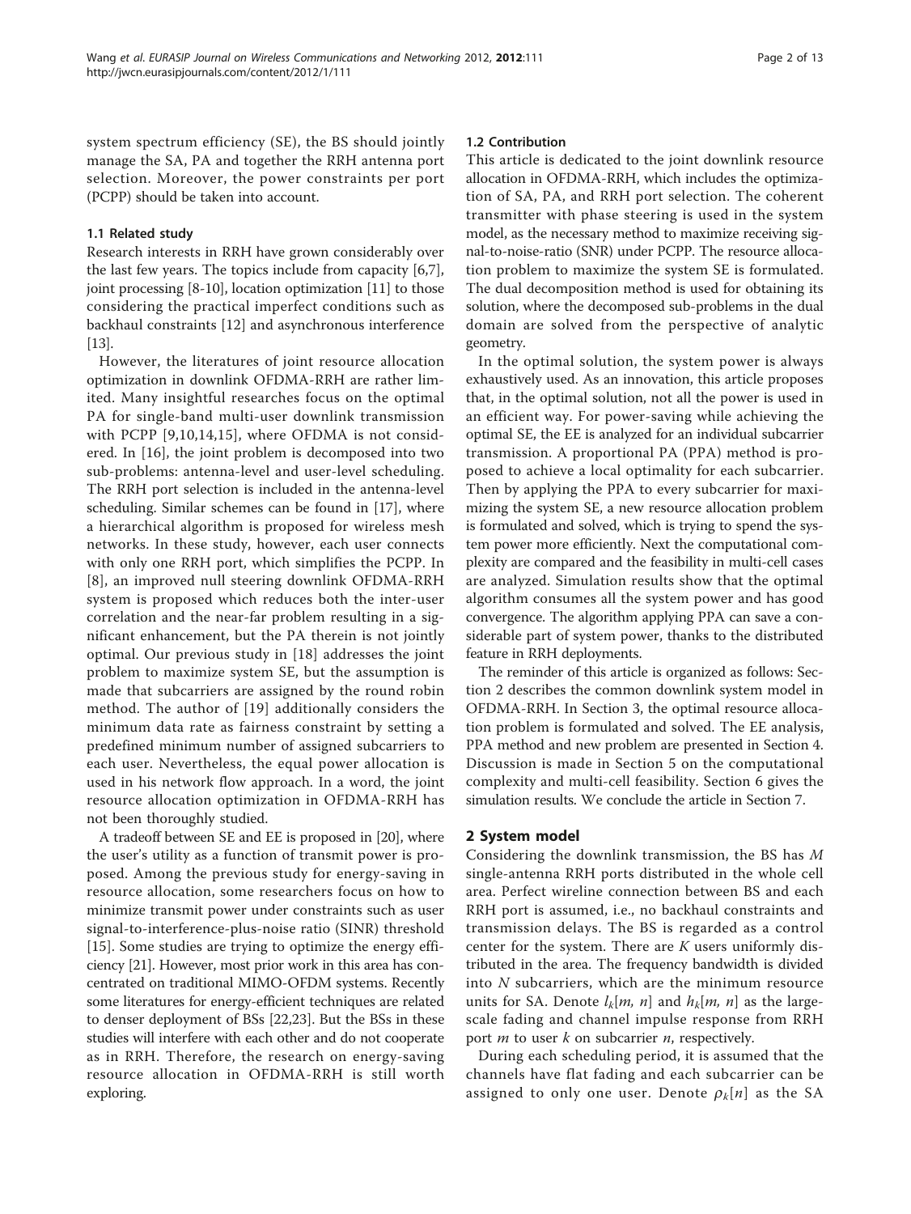system spectrum efficiency (SE), the BS should jointly manage the SA, PA and together the RRH antenna port selection. Moreover, the power constraints per port (PCPP) should be taken into account.

### 1.1 Related study

Research interests in RRH have grown considerably over the last few years. The topics include from capacity [6,7], joint processing [8-10], location optimization [11] to those considering the practical imperfect conditions such as backhaul constraints [12] and asynchronous interference [13].

However, the literatures of joint resource allocation optimization in downlink OFDMA-RRH are rather limited. Many insightful researches focus on the optimal PA for single-band multi-user downlink transmission with PCPP [9,10,14,15], where OFDMA is not considered. In [16], the joint problem is decomposed into two sub-problems: antenna-level and user-level scheduling. The RRH port selection is included in the antenna-level scheduling. Similar schemes can be found in [17], where a hierarchical algorithm is proposed for wireless mesh networks. In these study, however, each user connects with only one RRH port, which simplifies the PCPP. In [8], an improved null steering downlink OFDMA-RRH system is proposed which reduces both the inter-user correlation and the near-far problem resulting in a significant enhancement, but the PA therein is not jointly optimal. Our previous study in [18] addresses the joint problem to maximize system SE, but the assumption is made that subcarriers are assigned by the round robin method. The author of [19] additionally considers the minimum data rate as fairness constraint by setting a predefined minimum number of assigned subcarriers to each user. Nevertheless, the equal power allocation is used in his network flow approach. In a word, the joint resource allocation optimization in OFDMA-RRH has not been thoroughly studied.

A tradeoff between SE and EE is proposed in [20], where the user's utility as a function of transmit power is proposed. Among the previous study for energy-saving in resource allocation, some researchers focus on how to minimize transmit power under constraints such as user signal-to-interference-plus-noise ratio (SINR) threshold [15]. Some studies are trying to optimize the energy efficiency [21]. However, most prior work in this area has concentrated on traditional MIMO-OFDM systems. Recently some literatures for energy-efficient techniques are related to denser deployment of BSs [22,23]. But the BSs in these studies will interfere with each other and do not cooperate as in RRH. Therefore, the research on energy-saving resource allocation in OFDMA-RRH is still worth exploring.

### 1.2 Contribution

This article is dedicated to the joint downlink resource allocation in OFDMA-RRH, which includes the optimization of SA, PA, and RRH port selection. The coherent transmitter with phase steering is used in the system model, as the necessary method to maximize receiving signal-to-noise-ratio (SNR) under PCPP. The resource allocation problem to maximize the system SE is formulated. The dual decomposition method is used for obtaining its solution, where the decomposed sub-problems in the dual domain are solved from the perspective of analytic geometry.

In the optimal solution, the system power is always exhaustively used. As an innovation, this article proposes that, in the optimal solution, not all the power is used in an efficient way. For power-saving while achieving the optimal SE, the EE is analyzed for an individual subcarrier transmission. A proportional PA (PPA) method is proposed to achieve a local optimality for each subcarrier. Then by applying the PPA to every subcarrier for maximizing the system SE, a new resource allocation problem is formulated and solved, which is trying to spend the system power more efficiently. Next the computational complexity are compared and the feasibility in multi-cell cases are analyzed. Simulation results show that the optimal algorithm consumes all the system power and has good convergence. The algorithm applying PPA can save a considerable part of system power, thanks to the distributed feature in RRH deployments.

The reminder of this article is organized as follows: Section 2 describes the common downlink system model in OFDMA-RRH. In Section 3, the optimal resource allocation problem is formulated and solved. The EE analysis, PPA method and new problem are presented in Section 4. Discussion is made in Section 5 on the computational complexity and multi-cell feasibility. Section 6 gives the simulation results. We conclude the article in Section 7.

## 2 System model

Considering the downlink transmission, the BS has $M$ single-antenna RRH ports distributed in the whole cell area. Perfect wireline connection between BS and each RRH port is assumed, i.e., no backhaul constraints and transmission delays. The BS is regarded as a control center for the system. There are $K$ users uniformly distributed in the area. The frequency bandwidth is divided into $N$ subcarriers, which are the minimum resource units for SA. Denote $l_k[m, n]$ and $h_k[m, n]$ as the large-scale fading and channel impulse response from RRH port $m$ to user $k$ on subcarrier $n$, respectively.

During each scheduling period, it is assumed that the channels have flat fading and each subcarrier can be assigned to only one user. Denote $\rho_k[n]$ as the SA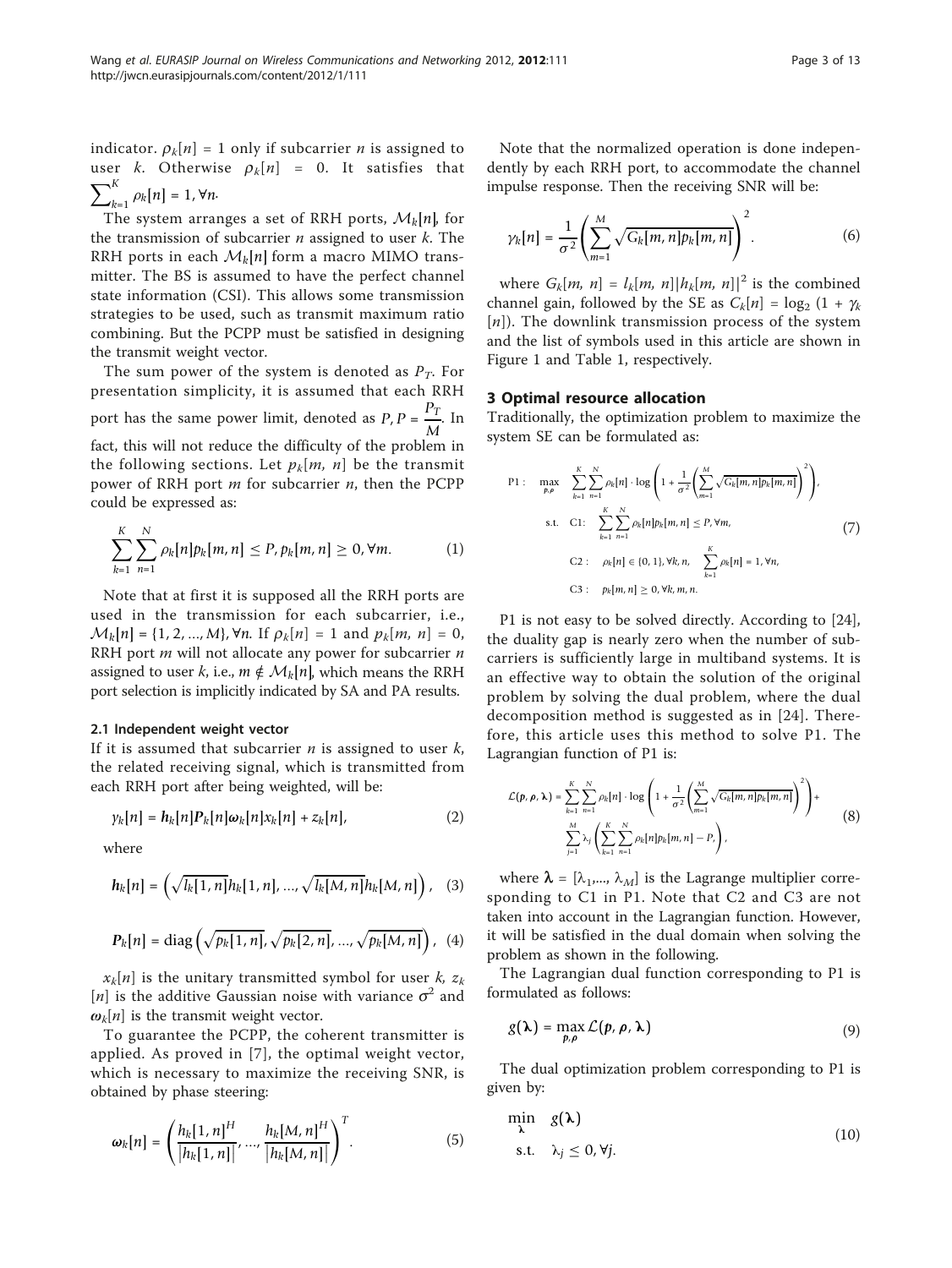indicator. $\rho_k[n] = 1$ only if subcarrier $n$ is assigned to user $k$. Otherwise $\rho_k[n] = 0$. It satisfies that $\sum_{k=1}^{K} \rho_k[n] = 1, \forall n$.

The system arranges a set of RRH ports, $\mathcal{M}_k[n]$, for the transmission of subcarrier $n$ assigned to user $k$. The RRH ports in each $\mathcal{M}_k[n]$ form a macro MIMO transmitter. The BS is assumed to have the perfect channel state information (CSI). This allows some transmission strategies to be used, such as transmit maximum ratio combining. But the PCPP must be satisfied in designing the transmit weight vector.

The sum power of the system is denoted as $P_T$. For presentation simplicity, it is assumed that each RRH port has the same power limit, denoted as $P$, $P = \frac{P_T}{M}$. In fact, this will not reduce the difficulty of the problem in the following sections. Let $p_k[m, n]$ be the transmit power of RRH port $m$ for subcarrier $n$, then the PCPP could be expressed as:

$$\sum_{k=1}^{K} \sum_{n=1}^{N} \rho_k[n] p_k[m, n] \le P, p_k[m, n] \ge 0, \forall m. \tag{1}$$

Note that at first it is supposed all the RRH ports are used in the transmission for each subcarrier, i.e., $\mathcal{M}_k[n] = \{1, 2, ..., M\}, \forall n$. If $\rho_k[n] = 1$ and $p_k[m, n] = 0$, RRH port $m$ will not allocate any power for subcarrier $n$ assigned to user $k$, i.e., $m \notin \mathcal{M}_k[n]$, which means the RRH port selection is implicitly indicated by SA and PA results.

### 2.1 Independent weight vector

If it is assumed that subcarrier $n$ is assigned to user $k$, the related receiving signal, which is transmitted from each RRH port after being weighted, will be:

$$y_k[n] = \boldsymbol{h}_k[n] \boldsymbol{P}_k[n] \boldsymbol{\omega}_k[n] x_k[n] + z_k[n], \tag{2}$$

where

$$\boldsymbol{h}_k[n] = \left( \sqrt{l_k[1, n]} h_k[1, n], ..., \sqrt{l_k[M, n]} h_k[M, n] \right), \tag{3}$$

$$\boldsymbol{P}_k[n] = \mathrm{diag}\left( \sqrt{p_k[1, n]}, \sqrt{p_k[2, n]}, ..., \sqrt{p_k[M, n]} \right), \tag{4}$$

$x_k[n]$ is the unitary transmitted symbol for user $k$, $z_k[n]$ is the additive Gaussian noise with variance $\sigma^2$ and $\boldsymbol{\omega}_k[n]$ is the transmit weight vector.

To guarantee the PCPP, the coherent transmitter is applied. As proved in [7], the optimal weight vector, which is necessary to maximize the receiving SNR, is obtained by phase steering:

$$\boldsymbol{\omega}_k[n] = \left( \frac{h_k[1, n]^H}{|h_k[1, n]|}, ..., \frac{h_k[M, n]^H}{|h_k[M, n]|} \right)^T. \tag{5}$$

Note that the normalized operation is done independently by each RRH port, to accommodate the channel impulse response. Then the receiving SNR will be:

$$\gamma_k[n] = \frac{1}{\sigma^2} \left( \sum_{m=1}^{M} \sqrt{G_k[m, n] p_k[m, n]} \right)^2. \tag{6}$$

where $G_k[m, n] = l_k[m, n] |h_k[m, n]|^2$ is the combined channel gain, followed by the SE as $C_k[n] = \log_2 (1 + \gamma_k[n])$. The downlink transmission process of the system and the list of symbols used in this article are shown in Figure 1 and Table 1, respectively.

## 3 Optimal resource allocation

Traditionally, the optimization problem to maximize the system SE can be formulated as:

$$\begin{aligned}
\mathrm{P1}: \quad & \max_{\boldsymbol{p}, \boldsymbol{\rho}} \quad \sum_{k=1}^{K} \sum_{n=1}^{N} \rho_k[n] \cdot \log \left( 1 + \frac{1}{\sigma^2} \left( \sum_{m=1}^{M} \sqrt{G_k[m, n] p_k[m, n]} \right)^2 \right), \\
& \text{s.t.} \quad \mathrm{C1}: \quad \sum_{k=1}^{K} \sum_{n=1}^{N} \rho_k[n] p_k[m, n] \le P, \forall m, \\
& \qquad \mathrm{C2}: \quad \rho_k[n] \in \{0, 1\}, \forall k, n, \quad \sum_{k=1}^{K} \rho_k[n] = 1, \forall n, \\
& \qquad \mathrm{C3}: \quad p_k[m, n] \ge 0, \forall k, m, n.
\end{aligned} \tag{7}$$

P1 is not easy to be solved directly. According to [24], the duality gap is nearly zero when the number of subcarriers is sufficiently large in multiband systems. It is an effective way to obtain the solution of the original problem by solving the dual problem, where the dual decomposition method is suggested as in [24]. Therefore, this article uses this method to solve P1. The Lagrangian function of P1 is:

$$\begin{aligned}
\mathcal{L}(\boldsymbol{p}, \boldsymbol{\rho}, \boldsymbol{\lambda}) = & \sum_{k=1}^{K} \sum_{n=1}^{N} \rho_k[n] \cdot \log \left( 1 + \frac{1}{\sigma^2} \left( \sum_{m=1}^{M} \sqrt{G_k[m, n] p_k[m, n]} \right)^2 \right) + \\
& \sum_{j=1}^{M} \lambda_j \left( \sum_{k=1}^{K} \sum_{n=1}^{N} \rho_k[n] p_k[m, n] - P \right),
\end{aligned} \tag{8}$$

where $\boldsymbol{\lambda} = [\lambda_1, ..., \lambda_M]$ is the Lagrange multiplier corresponding to C1 in P1. Note that C2 and C3 are not taken into account in the Lagrangian function. However, it will be satisfied in the dual domain when solving the problem as shown in the following.

The Lagrangian dual function corresponding to P1 is formulated as follows:

$$g(\boldsymbol{\lambda}) = \max_{\boldsymbol{p}, \boldsymbol{\rho}} \mathcal{L}(\boldsymbol{p}, \boldsymbol{\rho}, \boldsymbol{\lambda}) \tag{9}$$

The dual optimization problem corresponding to P1 is given by:

$$\begin{aligned}
& \min_{\boldsymbol{\lambda}} \quad g(\boldsymbol{\lambda}) \\
& \text{s.t.} \quad \lambda_j \le 0, \forall j.
\end{aligned} \tag{10}$$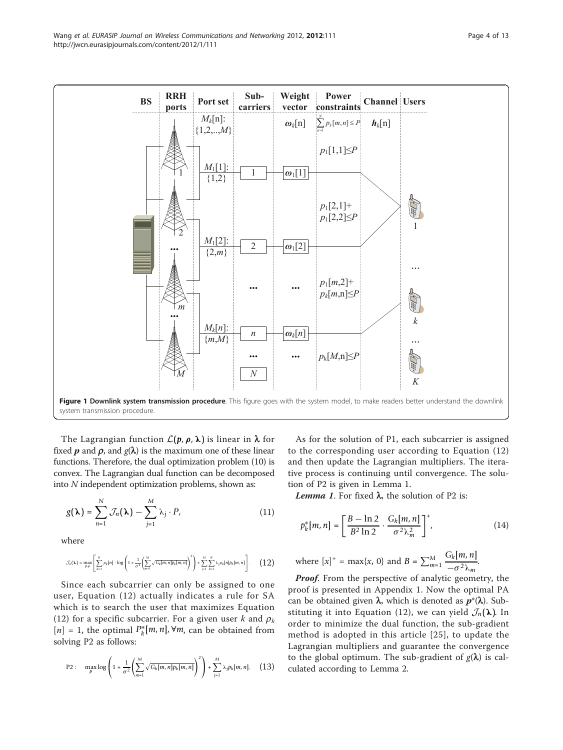**Figure 1 Downlink system transmission procedure**. This figure goes with the system model, to make readers better understand the downlink system transmission procedure.

The Lagrangian function $\mathcal{L}(\boldsymbol{p}, \boldsymbol{\rho}, \boldsymbol{\lambda})$ is linear in $\boldsymbol{\lambda}$ for fixed $\boldsymbol{p}$ and $\boldsymbol{\rho}$, and $g(\boldsymbol{\lambda})$ is the maximum one of these linear functions. Therefore, the dual optimization problem (10) is convex. The Lagrangian dual function can be decomposed into $N$ independent optimization problems, shown as:

$$g(\boldsymbol{\lambda}) = \sum_{n=1}^{N} \mathcal{J}_n(\boldsymbol{\lambda}) - \sum_{j=1}^{M} \lambda_j \cdot P, \tag{11}$$

where

$$\mathcal{J}_n(\boldsymbol{\lambda}) = \max_{\boldsymbol{p},\boldsymbol{\rho}} \left[ \sum_{k=1}^{K} \rho_k[n] \cdot \log\left(1 + \frac{1}{\sigma^2}\left(\sum_{m=1}^{M} \sqrt{G_k[m,n] p_k[m,n]}\right)^2\right) + \sum_{j=1}^{M}\sum_{k=1}^{K} \lambda_j \rho_k[n] p_k[m,n] \right]. \tag{12}$$

Since each subcarrier can only be assigned to one user, Equation (12) actually indicates a rule for SA which is to search the user that maximizes Equation (12) for a specific subcarrier. For a given user $k$ and $\rho_k[n] = 1$, the optimal $P_k^*[m,n], \forall m$, can be obtained from solving P2 as follows:

$$\text{P2}: \quad \max_{\boldsymbol{p}} \log\left(1 + \frac{1}{\sigma^2}\left(\sum_{m=1}^{M} \sqrt{G_k[m,n] p_k[m,n]}\right)^2\right) + \sum_{j=1}^{M} \lambda_j p_k[m,n]. \tag{13}$$

As for the solution of P1, each subcarrier is assigned to the corresponding user according to Equation (12) and then update the Lagrangian multipliers. The iterative process is continuing until convergence. The solution of P2 is given in Lemma 1.

***Lemma 1***. For fixed $\boldsymbol{\lambda}$, the solution of P2 is:

$$p_k^*[m,n] = \left[\frac{B - \ln 2}{B^2 \ln 2} \cdot \frac{G_k[m,n]}{\sigma^2 \lambda_m^2}\right]^+, \tag{14}$$

where $[x]^+ = \max\{x, 0\}$ and $B = \sum_{m=1}^{M} \frac{G_k[m,n]}{-\sigma^2 \lambda_m}$.

***Proof***. From the perspective of analytic geometry, the proof is presented in Appendix 1. Now the optimal PA can be obtained given $\boldsymbol{\lambda}$, which is denoted as $\boldsymbol{p}^*(\boldsymbol{\lambda})$. Substituting it into Equation (12), we can yield $\mathcal{J}_n(\boldsymbol{\lambda})$. In order to minimize the dual function, the sub-gradient method is adopted in this article [25], to update the Lagrangian multipliers and guarantee the convergence to the global optimum. The sub-gradient of $g(\boldsymbol{\lambda})$ is calculated according to Lemma 2.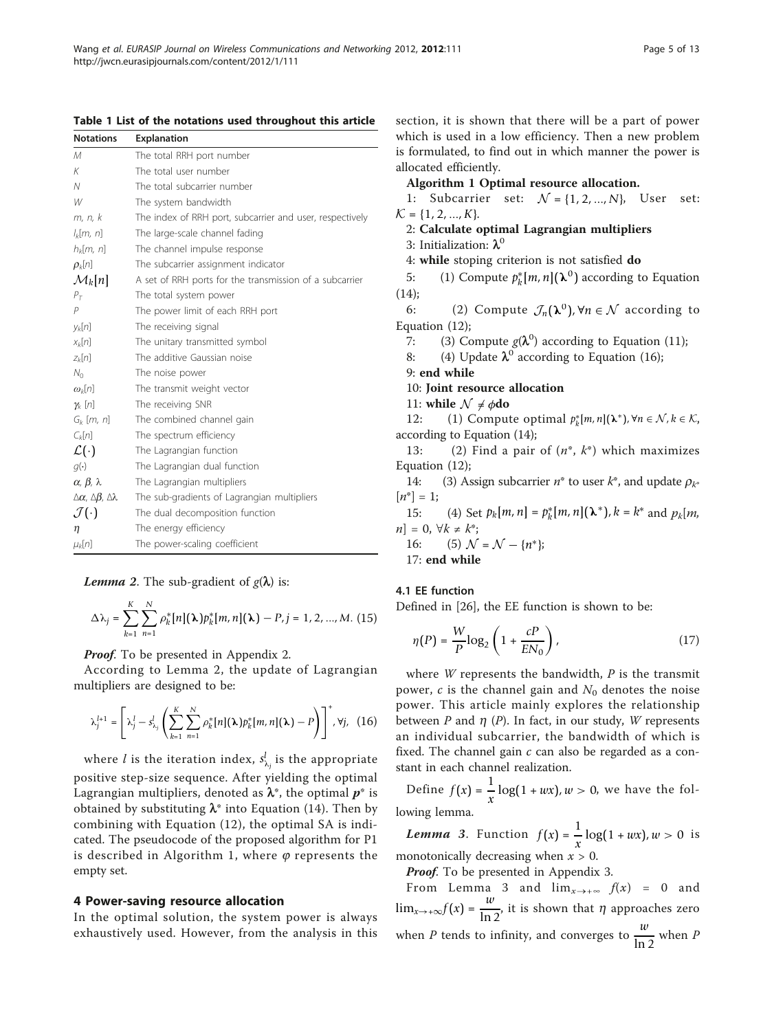**Table 1 List of the notations used throughout this article**

| Notations | Explanation |
|---|---|
| $M$ | The total RRH port number |
| $K$ | The total user number |
| $N$ | The total subcarrier number |
| $W$ | The system bandwidth |
| $m$, $n$, $k$ | The index of RRH port, subcarrier and user, respectively |
| $l_k[m, n]$ | The large-scale channel fading |
| $h_k[m, n]$ | The channel impulse response |
| $\rho_k[n]$ | The subcarrier assignment indicator |
| $\mathcal{M}_k[n]$ | A set of RRH ports for the transmission of a subcarrier |
| $P_T$ | The total system power |
| $P$ | The power limit of each RRH port |
| $y_k[n]$ | The receiving signal |
| $x_k[n]$ | The unitary transmitted symbol |
| $z_k[n]$ | The additive Gaussian noise |
| $N_0$ | The noise power |
| $\omega_k[n]$ | The transmit weight vector |
| $\gamma_k[n]$ | The receiving SNR |
| $G_k[m, n]$ | The combined channel gain |
| $C_k[n]$ | The spectrum efficiency |
| $\mathcal{L}(\cdot)$ | The Lagrangian function |
| $g(\cdot)$ | The Lagrangian dual function |
| $\alpha$, $\beta$, $\lambda$ | The Lagrangian multipliers |
| $\Delta\alpha$, $\Delta\beta$, $\Delta\lambda$ | The sub-gradients of Lagrangian multipliers |
| $\mathcal{J}(\cdot)$ | The dual decomposition function |
| $\eta$ | The energy efficiency |
| $\mu_k[n]$ | The power-scaling coefficient |

***Lemma 2***. The sub-gradient of $g(\boldsymbol{\lambda})$ is:

$$\Delta\lambda_j = \sum_{k=1}^{K}\sum_{n=1}^{N}\rho_k^*[n](\boldsymbol{\lambda})p_k^*[m,n](\boldsymbol{\lambda}) - P, j = 1, 2, ..., M. \quad (15)$$

***Proof***. To be presented in Appendix 2.

According to Lemma 2, the update of Lagrangian multipliers are designed to be:

$$\lambda_j^{l+1} = \left[\lambda_j^l - s_{\lambda_j}^l\left(\sum_{k=1}^{K}\sum_{n=1}^{N}\rho_k^*[n](\boldsymbol{\lambda})p_k^*[m,n](\boldsymbol{\lambda}) - P\right)\right]^+, \forall j, \quad (16)$$

where $l$ is the iteration index, $s_{\lambda_j}^l$ is the appropriate positive step-size sequence. After yielding the optimal Lagrangian multipliers, denoted as $\boldsymbol{\lambda}^*$, the optimal $\boldsymbol{p}^*$ is obtained by substituting $\boldsymbol{\lambda}^*$ into Equation (14). Then by combining with Equation (12), the optimal SA is indicated. The pseudocode of the proposed algorithm for P1 is described in Algorithm 1, where $\varphi$ represents the empty set.

## 4 Power-saving resource allocation

In the optimal solution, the system power is always exhaustively used. However, from the analysis in this section, it is shown that there will be a part of power which is used in a low efficiency. Then a new problem is formulated, to find out in which manner the power is allocated efficiently.

**Algorithm 1 Optimal resource allocation.**

1: Subcarrier set: $\mathcal{N} = \{1, 2, ..., N\}$, User set: $\mathcal{K} = \{1, 2, ..., K\}$.
2: **Calculate optimal Lagrangian multipliers**
3: Initialization: $\boldsymbol{\lambda}^0$
4: **while** stoping criterion is not satisfied **do**
5: (1) Compute $p_k^*[m,n](\boldsymbol{\lambda}^0)$ according to Equation (14);
6: (2) Compute $\mathcal{J}_n(\boldsymbol{\lambda}^0), \forall n \in \mathcal{N}$ according to Equation (12);
7: (3) Compute $g(\boldsymbol{\lambda}^0)$ according to Equation (11);
8: (4) Update $\boldsymbol{\lambda}^0$ according to Equation (16);
9: **end while**
10: **Joint resource allocation**
11: **while** $\mathcal{N} \neq \phi$ **do**
12: (1) Compute optimal $p_k^*[m,n](\boldsymbol{\lambda}^*), \forall n \in \mathcal{N}, k \in \mathcal{K}$, according to Equation (14);
13: (2) Find a pair of ($n^*$, $k^*$) which maximizes Equation (12);
14: (3) Assign subcarrier $n^*$ to user $k^*$, and update $\rho_{k^*}[n^*] = 1$;
15: (4) Set $p_k[m,n] = p_k^*[m,n](\boldsymbol{\lambda}^*), k = k^*$ and $p_k[m,n] = 0, \forall k \neq k^*$;
16: (5) $\mathcal{N} = \mathcal{N} - \{n^*\}$;
17: **end while**

### 4.1 EE function

Defined in [26], the EE function is shown to be:

$$\eta(P) = \frac{W}{P}\log_2\left(1 + \frac{cP}{EN_0}\right), \quad (17)$$

where $W$ represents the bandwidth, $P$ is the transmit power, $c$ is the channel gain and $N_0$ denotes the noise power. This article mainly explores the relationship between $P$ and $\eta$ ($P$). In fact, in our study, $W$ represents an individual subcarrier, the bandwidth of which is fixed. The channel gain $c$ can also be regarded as a constant in each channel realization.

Define $f(x) = \frac{1}{x}\log(1 + wx), w > 0$, we have the following lemma.

***Lemma 3***. Function $f(x) = \frac{1}{x}\log(1 + wx), w > 0$ is monotonically decreasing when $x > 0$.

***Proof***. To be presented in Appendix 3.

From Lemma 3 and $\lim_{x\to+\infty} f(x) = 0$ and $\lim_{x\to+\infty} f(x) = \frac{w}{\ln 2}$, it is shown that $\eta$ approaches zero when $P$ tends to infinity, and converges to $\frac{w}{\ln 2}$ when $P$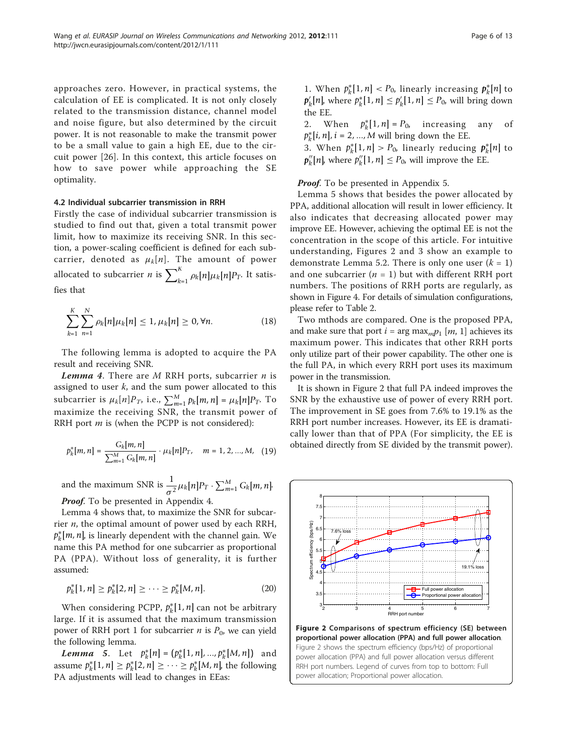approaches zero. However, in practical systems, the calculation of EE is complicated. It is not only closely related to the transmission distance, channel model and noise figure, but also determined by the circuit power. It is not reasonable to make the transmit power to be a small value to gain a high EE, due to the circuit power [26]. In this context, this article focuses on how to save power while approaching the SE optimality.

### 4.2 Individual subcarrier transmission in RRH

Firstly the case of individual subcarrier transmission is studied to find out that, given a total transmit power limit, how to maximize its receiving SNR. In this section, a power-scaling coefficient is defined for each subcarrier, denoted as $\mu_k[n]$. The amount of power allocated to subcarrier $n$ is $\sum_{k=1}^{K} \rho_k[n]\mu_k[n]P_T$. It satisfies that

$$\sum_{k=1}^{K}\sum_{n=1}^{N} \rho_k[n]\mu_k[n] \le 1, \mu_k[n] \ge 0, \forall n. \tag{18}$$

The following lemma is adopted to acquire the PA result and receiving SNR.

***Lemma 4***. There are $M$ RRH ports, subcarrier $n$ is assigned to user $k$, and the sum power allocated to this subcarrier is $\mu_k[n]P_T$, i.e., $\sum_{m=1}^{M} p_k[m,n] = \mu_k[n]P_T$. To maximize the receiving SNR, the transmit power of RRH port $m$ is (when the PCPP is not considered):

$$p_k^*[m,n] = \frac{G_k[m,n]}{\sum_{m=1}^{M} G_k[m,n]} \cdot \mu_k[n]P_T, \quad m = 1, 2, ..., M, \tag{19}$$

and the maximum SNR is $\frac{1}{\sigma^2}\mu_k[n]P_T \cdot \sum_{m=1}^{M} G_k[m,n]$.

***Proof***. To be presented in Appendix 4.

Lemma 4 shows that, to maximize the SNR for subcarrier $n$, the optimal amount of power used by each RRH, $p_k^*[m,n]$, is linearly dependent with the channel gain. We name this PA method for one subcarrier as proportional PA (PPA). Without loss of generality, it is further assumed:

$$p_k^*[1,n] \ge p_k^*[2,n] \ge \cdots \ge p_k^*[M,n]. \tag{20}$$

When considering PCPP, $p_k^*[1,n]$ can not be arbitrary large. If it is assumed that the maximum transmission power of RRH port 1 for subcarrier $n$ is $P_0$, we can yield the following lemma.

***Lemma 5***. Let $\mathbf{p}_k^*[n] = (p_k^*[1,n], ..., p_k^*[M,n])$ and assume $p_k^*[1,n] \ge p_k^*[2,n] \ge \cdots \ge p_k^*[M,n]$, the following PA adjustments will lead to changes in EEas:

1. When $p_k^*[1,n] < P_0$, linearly increasing $\mathbf{p}_k^*[n]$ to $\mathbf{p}_k'[n]$, where $p_k^*[1,n] \le p_k'[1,n] \le P_0$, will bring down the EE.
2. When $p_k^*[1,n] = P_0$, increasing any of $p_k^*[i,n]$, $i = 2, ..., M$ will bring down the EE.
3. When $p_k^*[1,n] > P_0$, linearly reducing $\mathbf{p}_k^*[n]$ to $\mathbf{p}_k''[n]$, where $p_k''[1,n] \le P_0$, will improve the EE.

***Proof***. To be presented in Appendix 5.

Lemma 5 shows that besides the power allocated by PPA, additional allocation will result in lower efficiency. It also indicates that decreasing allocated power may improve EE. However, achieving the optimal EE is not the concentration in the scope of this article. For intuitive understanding, Figures 2 and 3 show an example to demonstrate Lemma 5.2. There is only one user ($k = 1$) and one subcarrier ($n = 1$) but with different RRH port numbers. The positions of RRH ports are regularly, as shown in Figure 4. For details of simulation configurations, please refer to Table 2.

Two mthods are compared. One is the proposed PPA, and make sure that port $i = \arg\max_m p_1[m, 1]$ achieves its maximum power. This indicates that other RRH ports only utilize part of their power capability. The other one is the full PA, in which every RRH port uses its maximum power in the transmission.

It is shown in Figure 2 that full PA indeed improves the SNR by the exhaustive use of power of every RRH port. The improvement in SE goes from 7.6% to 19.1% as the RRH port number increases. However, its EE is dramatically lower than that of PPA (For simplicity, the EE is obtained directly from SE divided by the transmit power).

**Figure 2 Comparisons of spectrum efficiency (SE) between proportional power allocation (PPA) and full power allocation**. Figure 2 shows the spectrum efficiency (bps/Hz) of proportional power allocation (PPA) and full power allocation versus different RRH port numbers. Legend of curves from top to bottom: Full power allocation; Proportional power allocation.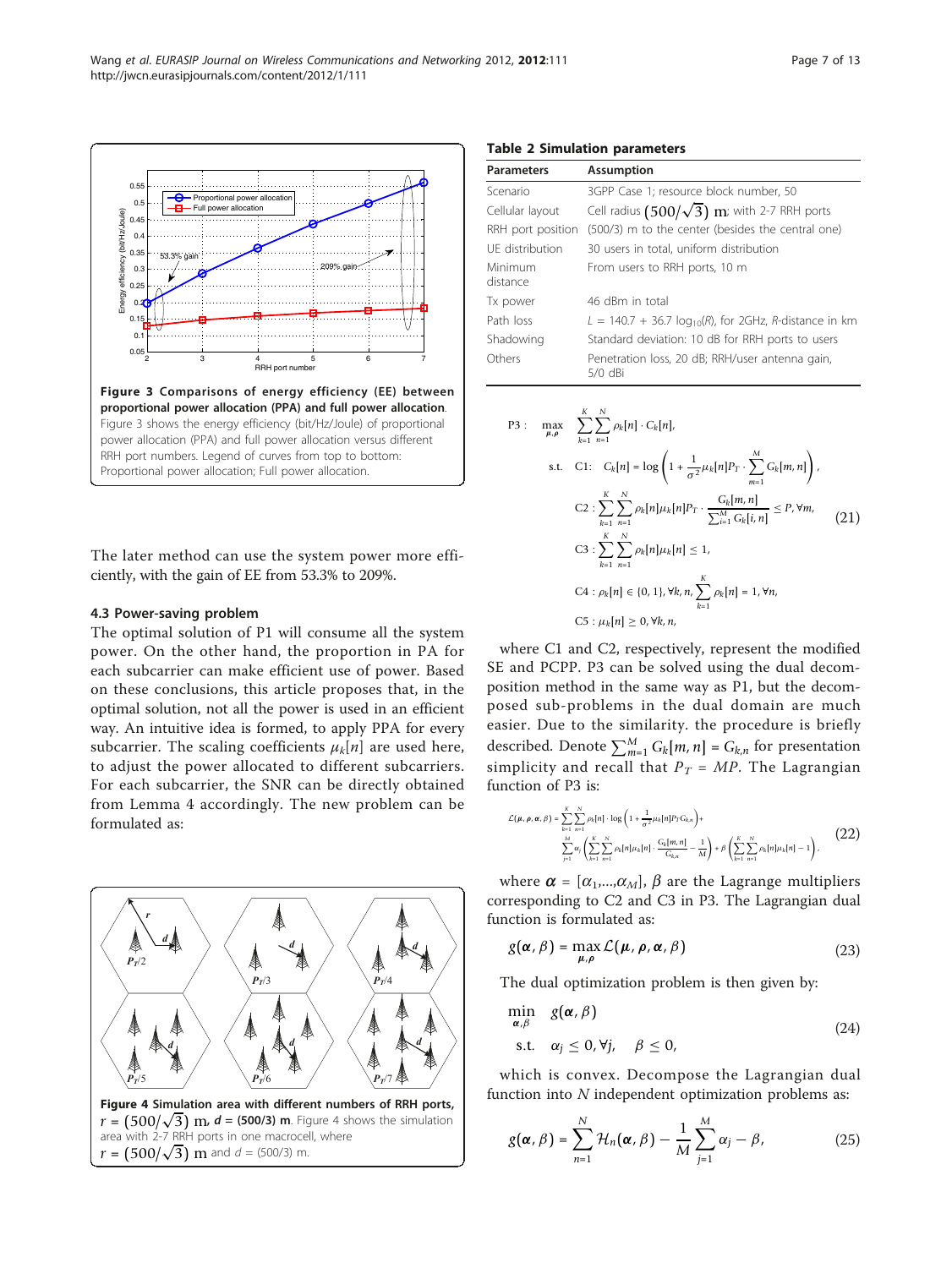**Figure 3 Comparisons of energy efficiency (EE) between proportional power allocation (PPA) and full power allocation**. Figure 3 shows the energy efficiency (bit/Hz/Joule) of proportional power allocation (PPA) and full power allocation versus different RRH port numbers. Legend of curves from top to bottom: Proportional power allocation; Full power allocation.

The later method can use the system power more efficiently, with the gain of EE from 53.3% to 209%.

### 4.3 Power-saving problem

The optimal solution of P1 will consume all the system power. On the other hand, the proportion in PA for each subcarrier can make efficient use of power. Based on these conclusions, this article proposes that, in the optimal solution, not all the power is used in an efficient way. An intuitive idea is formed, to apply PPA for every subcarrier. The scaling coefficients $\mu_k[n]$ are used here, to adjust the power allocated to different subcarriers. For each subcarrier, the SNR can be directly obtained from Lemma 4 accordingly. The new problem can be formulated as:

**Figure 4 Simulation area with different numbers of RRH ports,** $r = (500/\sqrt{3})$ **m**, $d$ **= (500/3) m**. Figure 4 shows the simulation area with 2-7 RRH ports in one macrocell, where $r = (500/\sqrt{3})$ m and $d$ = (500/3) m.

**Table 2 Simulation parameters**

| Parameters | Assumption |
|---|---|
| Scenario | 3GPP Case 1; resource block number, 50 |
| Cellular layout | Cell radius $(500/\sqrt{3})$ m; with 2-7 RRH ports |
| RRH port position | (500/3) m to the center (besides the central one) |
| UE distribution | 30 users in total, uniform distribution |
| Minimum distance | From users to RRH ports, 10 m |
| Tx power | 46 dBm in total |
| Path loss | $L$ = 140.7 + 36.7 $\log_{10}(R)$, for 2GHz, $R$-distance in km |
| Shadowing | Standard deviation: 10 dB for RRH ports to users |
| Others | Penetration loss, 20 dB; RRH/user antenna gain, 5/0 dBi |

$$
\begin{aligned}
\text{P3}: \quad & \max_{\mu, \rho} \quad \sum_{k=1}^{K} \sum_{n=1}^{N} \rho_k[n] \cdot C_k[n], \\
\text{s.t.} \quad & \text{C1}: \quad C_k[n] = \log\left(1 + \frac{1}{\sigma^2} \mu_k[n] P_T \cdot \sum_{m=1}^{M} G_k[m, n]\right), \\
& \text{C2}: \sum_{k=1}^{K} \sum_{n=1}^{N} \rho_k[n] \mu_k[n] P_T \cdot \frac{G_k[m, n]}{\sum_{i=1}^{M} G_k[i, n]} \leq P, \forall m, \\
& \text{C3}: \sum_{k=1}^{K} \sum_{n=1}^{N} \rho_k[n] \mu_k[n] \leq 1, \\
& \text{C4}: \rho_k[n] \in \{0, 1\}, \forall k, n, \sum_{k=1}^{K} \rho_k[n] = 1, \forall n, \\
& \text{C5}: \mu_k[n] \geq 0, \forall k, n,
\end{aligned} \tag{21}
$$

where C1 and C2, respectively, represent the modified SE and PCPP. P3 can be solved using the dual decomposition method in the same way as P1, but the decomposed sub-problems in the dual domain are much easier. Due to the similarity. the procedure is briefly described. Denote $\sum_{m=1}^{M} G_k[m, n] = G_{k,n}$ for presentation simplicity and recall that $P_T = MP$. The Lagrangian function of P3 is:

$$
\begin{aligned}
\mathcal{L}(\mu, \rho, \alpha, \beta) = & \sum_{k=1}^{K} \sum_{n=1}^{N} \rho_k[n] \cdot \log\left(1 + \frac{1}{\sigma^2} \mu_k[n] P_T G_{k,n}\right) + \\
& \sum_{j=1}^{M} \alpha_j \left(\sum_{k=1}^{K} \sum_{n=1}^{N} \rho_k[n] \mu_k[n] \cdot \frac{G_k[m, n]}{G_{k,n}} - \frac{1}{M}\right) + \beta \left(\sum_{k=1}^{K} \sum_{n=1}^{N} \rho_k[n] \mu_k[n] - 1\right),
\end{aligned} \tag{22}
$$

where $\boldsymbol{\alpha} = [\alpha_1, ..., \alpha_M]$, $\beta$ are the Lagrange multipliers corresponding to C2 and C3 in P3. The Lagrangian dual function is formulated as:

$$
g(\boldsymbol{\alpha}, \beta) = \max_{\mu, \rho} \mathcal{L}(\boldsymbol{\mu}, \boldsymbol{\rho}, \boldsymbol{\alpha}, \beta) \tag{23}
$$

The dual optimization problem is then given by:

$$
\begin{aligned}
& \min_{\alpha, \beta} \quad g(\boldsymbol{\alpha}, \beta) \\
& \text{s.t.} \quad \alpha_j \leq 0, \forall j, \quad \beta \leq 0,
\end{aligned} \tag{24}
$$

which is convex. Decompose the Lagrangian dual function into $N$ independent optimization problems as:

$$
g(\boldsymbol{\alpha}, \beta) = \sum_{n=1}^{N} \mathcal{H}_n(\boldsymbol{\alpha}, \beta) - \frac{1}{M} \sum_{j=1}^{M} \alpha_j - \beta, \tag{25}
$$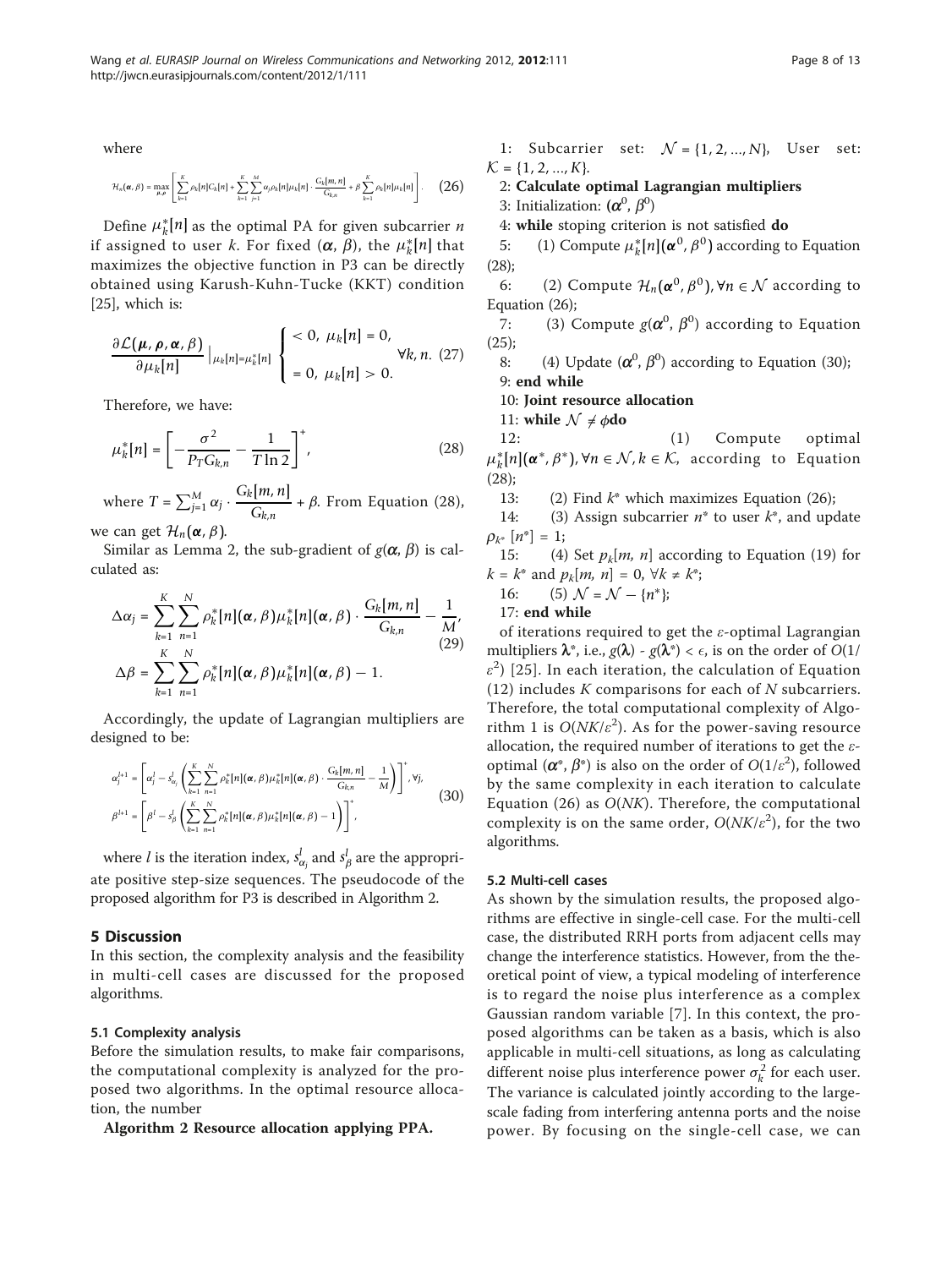where

$$\mathcal{H}_n(\boldsymbol{\alpha}, \beta) = \max_{\boldsymbol{\mu}, \boldsymbol{\rho}} \left[ \sum_{k=1}^{K} \rho_k[n] C_k[n] + \sum_{k=1}^{K} \sum_{j=1}^{M} \alpha_j \rho_k[n] \mu_k[n] \cdot \frac{G_k[m,n]}{G_{k,n}} + \beta \sum_{k=1}^{K} \rho_k[n] \mu_k[n] \right]. \quad (26)$$

Define $\mu_k^*[n]$ as the optimal PA for given subcarrier $n$ if assigned to user $k$. For fixed $(\boldsymbol{\alpha}, \beta)$, the $\mu_k^*[n]$ that maximizes the objective function in P3 can be directly obtained using Karush-Kuhn-Tucke (KKT) condition [25], which is:

$$\frac{\partial \mathcal{L}(\boldsymbol{\mu}, \boldsymbol{\rho}, \boldsymbol{\alpha}, \beta)}{\partial \mu_k[n]} \Big|_{\mu_k[n] = \mu_k^*[n]} \begin{cases} < 0, \ \mu_k[n] = 0, \\ = 0, \ \mu_k[n] > 0. \end{cases} \forall k, n. \quad (27)$$

Therefore, we have:

$$\mu_k^*[n] = \left[ -\frac{\sigma^2}{P_T G_{k,n}} - \frac{1}{T \ln 2} \right]^+, \quad (28)$$

where $T = \sum_{j=1}^{M} \alpha_j \cdot \frac{G_k[m,n]}{G_{k,n}} + \beta$. From Equation (28), we can get $\mathcal{H}_n(\boldsymbol{\alpha}, \beta)$.

Similar as Lemma 2, the sub-gradient of $g(\boldsymbol{\alpha}, \beta)$ is calculated as:

$$\begin{aligned} \Delta \alpha_j &= \sum_{k=1}^{K} \sum_{n=1}^{N} \rho_k^*[n](\boldsymbol{\alpha}, \beta) \mu_k^*[n](\boldsymbol{\alpha}, \beta) \cdot \frac{G_k[m,n]}{G_{k,n}} - \frac{1}{M}, \\ \Delta \beta &= \sum_{k=1}^{K} \sum_{n=1}^{N} \rho_k^*[n](\boldsymbol{\alpha}, \beta) \mu_k^*[n](\boldsymbol{\alpha}, \beta) - 1. \end{aligned} \quad (29)$$

Accordingly, the update of Lagrangian multipliers are designed to be:

$$\begin{aligned} \alpha_j^{l+1} &= \left[ \alpha_j^l - s_{\alpha_j}^l \left( \sum_{k=1}^{K} \sum_{n=1}^{N} \rho_k^*[n](\boldsymbol{\alpha}, \beta) \mu_k^*[n](\boldsymbol{\alpha}, \beta) \cdot \frac{G_k[m,n]}{G_{k,n}} - \frac{1}{M} \right) \right]^+, \forall j, \\ \beta^{l+1} &= \left[ \beta^l - s_\beta^l \left( \sum_{k=1}^{K} \sum_{n=1}^{N} \rho_k^*[n](\boldsymbol{\alpha}, \beta) \mu_k^*[n](\boldsymbol{\alpha}, \beta) - 1 \right) \right]^+, \end{aligned} \quad (30)$$

where $l$ is the iteration index, $s_{\alpha_j}^l$ and $s_\beta^l$ are the appropriate positive step-size sequences. The pseudocode of the proposed algorithm for P3 is described in Algorithm 2.

## 5 Discussion

In this section, the complexity analysis and the feasibility in multi-cell cases are discussed for the proposed algorithms.

### 5.1 Complexity analysis

Before the simulation results, to make fair comparisons, the computational complexity is analyzed for the proposed two algorithms. In the optimal resource allocation, the number

**Algorithm 2 Resource allocation applying PPA.**

1: Subcarrier set: $\mathcal{N} = \{1, 2, ..., N\}$, User set: $\mathcal{K} = \{1, 2, ..., K\}$.
2: **Calculate optimal Lagrangian multipliers**
3: Initialization: $(\boldsymbol{\alpha}^0, \beta^0)$
4: **while** stoping criterion is not satisfied **do**
5: (1) Compute $\mu_k^*[n](\boldsymbol{\alpha}^0, \beta^0)$ according to Equation (28);
6: (2) Compute $\mathcal{H}_n(\boldsymbol{\alpha}^0, \beta^0), \forall n \in \mathcal{N}$ according to Equation (26);
7: (3) Compute $g(\boldsymbol{\alpha}^0, \beta^0)$ according to Equation (25);
8: (4) Update $(\boldsymbol{\alpha}^0, \beta^0)$ according to Equation (30);
9: **end while**
10: **Joint resource allocation**
11: **while** $\mathcal{N} \neq \phi$ **do**
12: (1) Compute optimal $\mu_k^*[n](\boldsymbol{\alpha}^*, \beta^*), \forall n \in \mathcal{N}, k \in \mathcal{K}$, according to Equation (28);
13: (2) Find $k^*$ which maximizes Equation (26);
14: (3) Assign subcarrier $n^*$ to user $k^*$, and update $\rho_{k^*}[n^*] = 1$;
15: (4) Set $p_k[m, n]$ according to Equation (19) for $k = k^*$ and $p_k[m, n] = 0$, $\forall k \neq k^*$;
16: (5) $\mathcal{N} = \mathcal{N} - \{n^*\}$;
17: **end while**

of iterations required to get the $\varepsilon$-optimal Lagrangian multipliers $\boldsymbol{\lambda}^*$, i.e., $g(\boldsymbol{\lambda}) - g(\boldsymbol{\lambda}^*) < \epsilon$, is on the order of $O(1/\varepsilon^2)$ [25]. In each iteration, the calculation of Equation (12) includes $K$ comparisons for each of $N$ subcarriers. Therefore, the total computational complexity of Algorithm 1 is $O(NK/\varepsilon^2)$. As for the power-saving resource allocation, the required number of iterations to get the $\varepsilon$-optimal $(\boldsymbol{\alpha}^*, \beta^*)$ is also on the order of $O(1/\varepsilon^2)$, followed by the same complexity in each iteration to calculate Equation (26) as $O(NK)$. Therefore, the computational complexity is on the same order, $O(NK/\varepsilon^2)$, for the two algorithms.

### 5.2 Multi-cell cases

As shown by the simulation results, the proposed algorithms are effective in single-cell case. For the multi-cell case, the distributed RRH ports from adjacent cells may change the interference statistics. However, from the theoretical point of view, a typical modeling of interference is to regard the noise plus interference as a complex Gaussian random variable [7]. In this context, the proposed algorithms can be taken as a basis, which is also applicable in multi-cell situations, as long as calculating different noise plus interference power $\sigma_k^2$ for each user. The variance is calculated jointly according to the large-scale fading from interfering antenna ports and the noise power. By focusing on the single-cell case, we can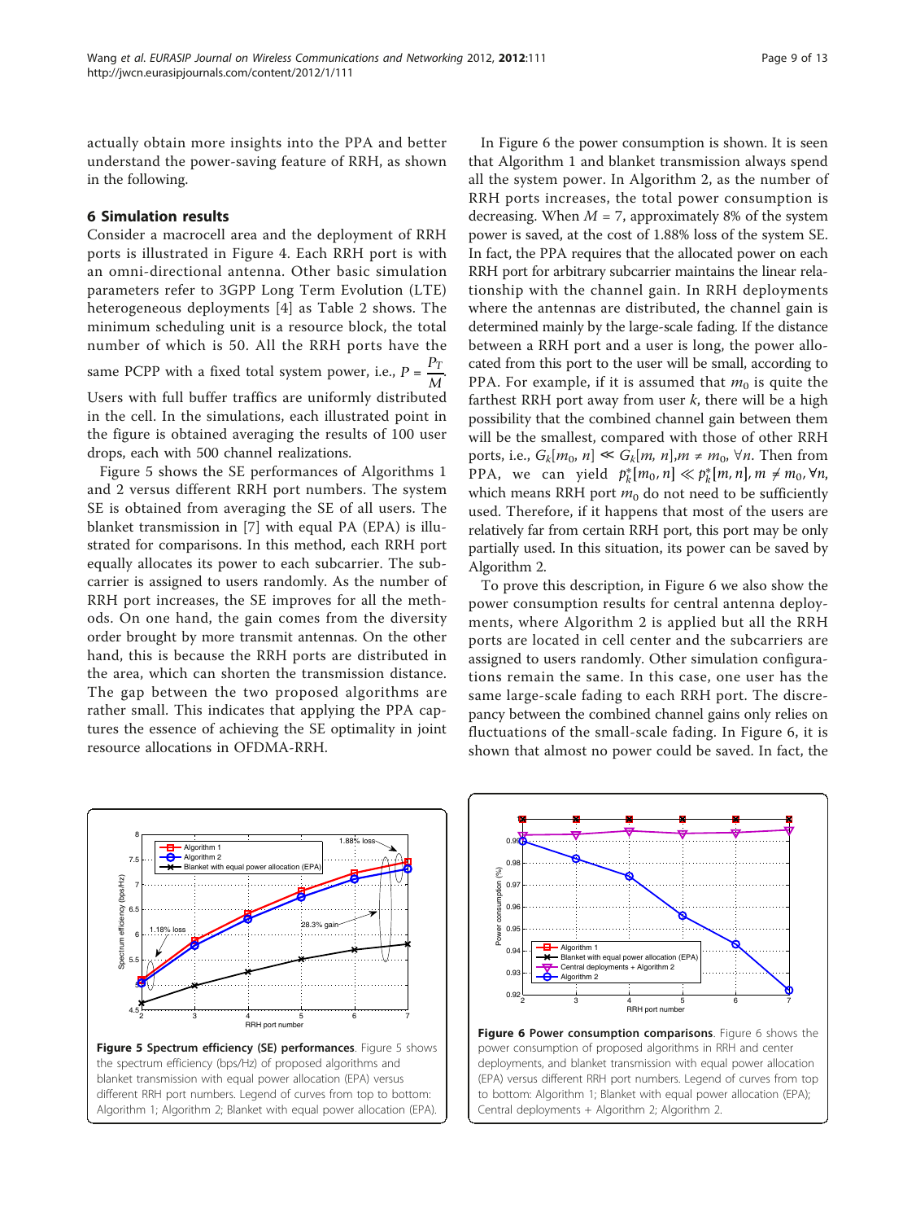actually obtain more insights into the PPA and better understand the power-saving feature of RRH, as shown in the following.

## 6 Simulation results

Consider a macrocell area and the deployment of RRH ports is illustrated in Figure 4. Each RRH port is with an omni-directional antenna. Other basic simulation parameters refer to 3GPP Long Term Evolution (LTE) heterogeneous deployments [4] as Table 2 shows. The minimum scheduling unit is a resource block, the total number of which is 50. All the RRH ports have the same PCPP with a fixed total system power, i.e., $P = \frac{P_T}{M}$. Users with full buffer traffics are uniformly distributed in the cell. In the simulations, each illustrated point in the figure is obtained averaging the results of 100 user drops, each with 500 channel realizations.

Figure 5 shows the SE performances of Algorithms 1 and 2 versus different RRH port numbers. The system SE is obtained from averaging the SE of all users. The blanket transmission in [7] with equal PA (EPA) is illustrated for comparisons. In this method, each RRH port equally allocates its power to each subcarrier. The subcarrier is assigned to users randomly. As the number of RRH port increases, the SE improves for all the methods. On one hand, the gain comes from the diversity order brought by more transmit antennas. On the other hand, this is because the RRH ports are distributed in the area, which can shorten the transmission distance. The gap between the two proposed algorithms are rather small. This indicates that applying the PPA captures the essence of achieving the SE optimality in joint resource allocations in OFDMA-RRH.

In Figure 6 the power consumption is shown. It is seen that Algorithm 1 and blanket transmission always spend all the system power. In Algorithm 2, as the number of RRH ports increases, the total power consumption is decreasing. When $M = 7$, approximately 8% of the system power is saved, at the cost of 1.88% loss of the system SE. In fact, the PPA requires that the allocated power on each RRH port for arbitrary subcarrier maintains the linear relationship with the channel gain. In RRH deployments where the antennas are distributed, the channel gain is determined mainly by the large-scale fading. If the distance between a RRH port and a user is long, the power allocated from this port to the user will be small, according to PPA. For example, if it is assumed that $m_0$ is quite the farthest RRH port away from user $k$, there will be a high possibility that the combined channel gain between them will be the smallest, compared with those of other RRH ports, i.e., $G_k[m_0, n] \ll G_k[m, n], m \neq m_0, \forall n$. Then from PPA, we can yield $p_k^*[m_0, n] \ll p_k^*[m, n], m \neq m_0, \forall n$, which means RRH port $m_0$ do not need to be sufficiently used. Therefore, if it happens that most of the users are relatively far from certain RRH port, this port may be only partially used. In this situation, its power can be saved by Algorithm 2.

To prove this description, in Figure 6 we also show the power consumption results for central antenna deployments, where Algorithm 2 is applied but all the RRH ports are located in cell center and the subcarriers are assigned to users randomly. Other simulation configurations remain the same. In this case, one user has the same large-scale fading to each RRH port. The discrepancy between the combined channel gains only relies on fluctuations of the small-scale fading. In Figure 6, it is shown that almost no power could be saved. In fact, the

**Figure 5 Spectrum efficiency (SE) performances**. Figure 5 shows the spectrum efficiency (bps/Hz) of proposed algorithms and blanket transmission with equal power allocation (EPA) versus different RRH port numbers. Legend of curves from top to bottom: Algorithm 1; Algorithm 2; Blanket with equal power allocation (EPA).

**Figure 6 Power consumption comparisons**. Figure 6 shows the power consumption of proposed algorithms in RRH and center deployments, and blanket transmission with equal power allocation (EPA) versus different RRH port numbers. Legend of curves from top to bottom: Algorithm 1; Blanket with equal power allocation (EPA); Central deployments + Algorithm 2; Algorithm 2.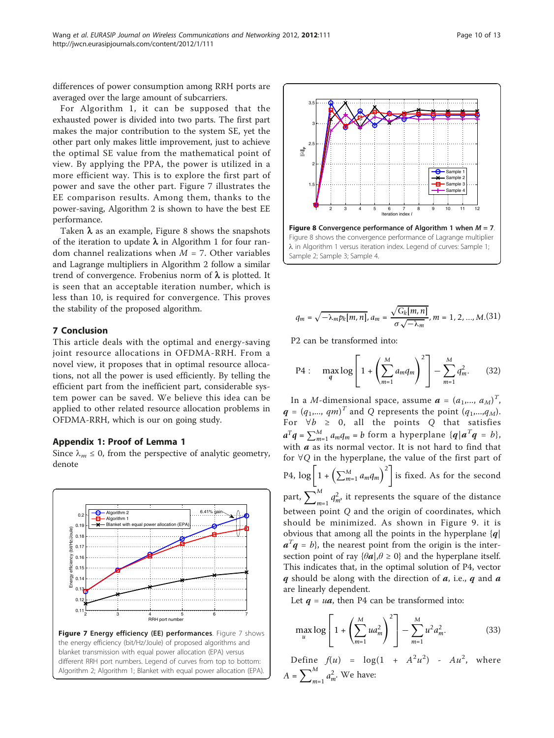differences of power consumption among RRH ports are averaged over the large amount of subcarriers.

For Algorithm 1, it can be supposed that the exhausted power is divided into two parts. The first part makes the major contribution to the system SE, yet the other part only makes little improvement, just to achieve the optimal SE value from the mathematical point of view. By applying the PPA, the power is utilized in a more efficient way. This is to explore the first part of power and save the other part. Figure 7 illustrates the EE comparison results. Among them, thanks to the power-saving, Algorithm 2 is shown to have the best EE performance.

Taken $\boldsymbol{\lambda}$ as an example, Figure 8 shows the snapshots of the iteration to update $\boldsymbol{\lambda}$ in Algorithm 1 for four random channel realizations when $M = 7$. Other variables and Lagrange multipliers in Algorithm 2 follow a similar trend of convergence. Frobenius norm of $\boldsymbol{\lambda}$ is plotted. It is seen that an acceptable iteration number, which is less than 10, is required for convergence. This proves the stability of the proposed algorithm.

## 7 Conclusion

This article deals with the optimal and energy-saving joint resource allocations in OFDMA-RRH. From a novel view, it proposes that in optimal resource allocations, not all the power is used efficiently. By telling the efficient part from the inefficient part, considerable system power can be saved. We believe this idea can be applied to other related resource allocation problems in OFDMA-RRH, which is our on going study.

## Appendix 1: Proof of Lemma 1

Since $\lambda_m \leq 0$, from the perspective of analytic geometry, denote

**Figure 7 Energy efficiency (EE) performances**. Figure 7 shows the energy efficiency (bit/Hz/Joule) of proposed algorithms and blanket transmission with equal power allocation (EPA) versus different RRH port numbers. Legend of curves from top to bottom: Algorithm 2; Algorithm 1; Blanket with equal power allocation (EPA).

**Figure 8 Convergence performance of Algorithm 1 when $M = 7$**. Figure 8 shows the convergence performance of Lagrange multiplier $\boldsymbol{\lambda}$ in Algorithm 1 versus iteration index. Legend of curves: Sample 1; Sample 2; Sample 3; Sample 4.

$$q_m = \sqrt{-\lambda_m p_k[m,n]}, a_m = \frac{\sqrt{G_k[m,n]}}{\sigma\sqrt{-\lambda_m}}, m = 1, 2, ..., M. \quad (31)$$

P2 can be transformed into:

$$\text{P4}: \quad \max_{\boldsymbol{q}} \log\left[1 + \left(\sum_{m=1}^{M} a_m q_m\right)^2\right] - \sum_{m=1}^{M} q_m^2. \quad (32)$$

In a $M$-dimensional space, assume $\boldsymbol{a} = (a_1,..., a_M)^T$, $\boldsymbol{q} = (q_1,..., qm)^T$ and $Q$ represents the point $(q_1,...,q_M)$. For $\forall b \geq 0$, all the points $Q$ that satisfies $\boldsymbol{a}^T\boldsymbol{q} = \sum_{m=1}^{M} a_m q_m = b$ form a hyperplane $\{\boldsymbol{q}|\boldsymbol{a}^T\boldsymbol{q} = b\}$, with $\boldsymbol{a}$ as its normal vector. It is not hard to find that for $\forall Q$ in the hyperplane, the value of the first part of P4, $\log\left[1 + \left(\sum_{m=1}^{M} a_m q_m\right)^2\right]$ is fixed. As for the second part, $\sum_{m=1}^{M} q_m^2$, it represents the square of the distance between point $Q$ and the origin of coordinates, which should be minimized. As shown in Figure 9. it is obvious that among all the points in the hyperplane $\{\boldsymbol{q}|\boldsymbol{a}^T\boldsymbol{q} = b\}$, the nearest point from the origin is the intersection point of ray $\{\theta\boldsymbol{a}|,\theta \geq 0\}$ and the hyperplane itself. This indicates that, in the optimal solution of P4, vector $\boldsymbol{q}$ should be along with the direction of $\boldsymbol{a}$, i.e., $\boldsymbol{q}$ and $\boldsymbol{a}$ are linearly dependent.

Let $\boldsymbol{q} = u\boldsymbol{a}$, then P4 can be transformed into:

$$\max_{u} \log\left[1 + \left(\sum_{m=1}^{M} u a_m^2\right)^2\right] - \sum_{m=1}^{M} u^2 a_m^2. \quad (33)$$

Define $f(u) = \log(1 + A^2u^2) - Au^2$, where $A = \sum_{m=1}^{M} a_m^2$. We have: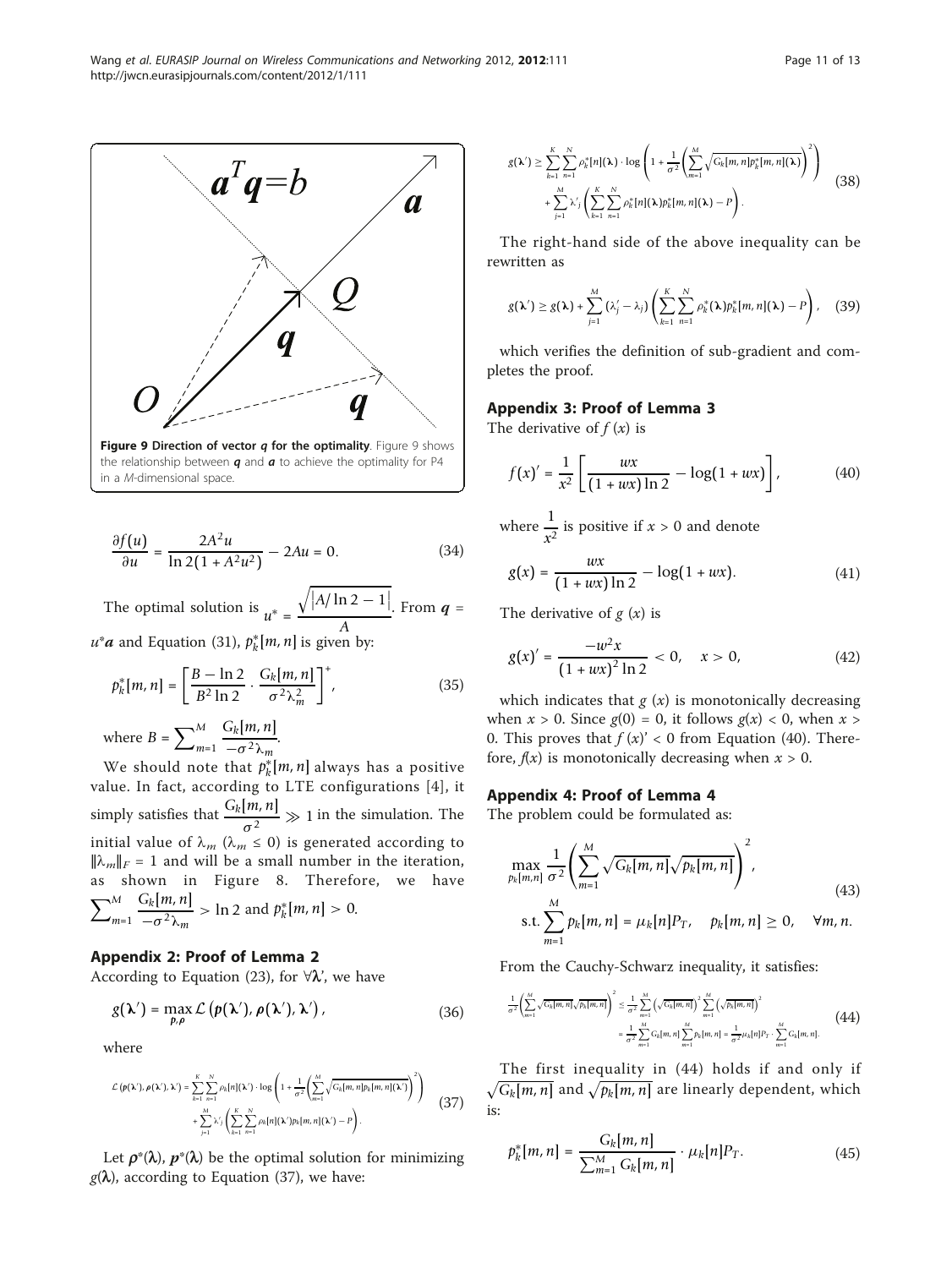Figure 9 Direction of vector $\boldsymbol{q}$ for the optimality. Figure 9 shows the relationship between $\boldsymbol{q}$ and $\boldsymbol{a}$ to achieve the optimality for P4 in a $M$-dimensional space.

$$\frac{\partial f(u)}{\partial u} = \frac{2A^2 u}{\ln 2(1 + A^2 u^2)} - 2Au = 0. \tag{34}$$

The optimal solution is $u^* = \frac{\sqrt{|A/\ln 2 - 1|}}{A}$. From $\boldsymbol{q} = u^* \boldsymbol{a}$ and Equation (31), $p_k^*[m,n]$ is given by:

$$p_k^*[m,n] = \left[ \frac{B - \ln 2}{B^2 \ln 2} \cdot \frac{G_k[m,n]}{\sigma^2 \lambda_m^2} \right]^+, \tag{35}$$

where $B = \sum_{m=1}^{M} \frac{G_k[m,n]}{-\sigma^2 \lambda_m}$.

We should note that $p_k^*[m,n]$ always has a positive value. In fact, according to LTE configurations [4], it simply satisfies that $\frac{G_k[m,n]}{\sigma^2} \gg 1$ in the simulation. The initial value of $\lambda_m$ ($\lambda_m \leq 0$) is generated according to $\|\lambda_m\|_F = 1$ and will be a small number in the iteration, as shown in Figure 8. Therefore, we have $\sum_{m=1}^{M} \frac{G_k[m,n]}{-\sigma^2 \lambda_m} > \ln 2$ and $p_k^*[m,n] > 0$.

## Appendix 2: Proof of Lemma 2

According to Equation (23), for $\forall \boldsymbol{\lambda}'$, we have

$$g(\boldsymbol{\lambda}') = \max_{\boldsymbol{p},\boldsymbol{\rho}} \mathcal{L}\left(\boldsymbol{p}(\boldsymbol{\lambda}'), \boldsymbol{\rho}(\boldsymbol{\lambda}'), \boldsymbol{\lambda}'\right), \tag{36}$$

where

$$\begin{aligned} \mathcal{L}\left(\boldsymbol{p}(\boldsymbol{\lambda}'), \boldsymbol{\rho}(\boldsymbol{\lambda}'), \boldsymbol{\lambda}'\right) = & \sum_{k=1}^{K} \sum_{n=1}^{N} \rho_k[n](\boldsymbol{\lambda}') \cdot \log\left(1 + \frac{1}{\sigma^2}\left(\sum_{m=1}^{M} \sqrt{G_k[m,n] p_k[m,n](\boldsymbol{\lambda}')}\right)^2\right) \\ & + \sum_{j=1}^{M} \lambda'_j \left(\sum_{k=1}^{K} \sum_{n=1}^{N} \rho_k[n](\boldsymbol{\lambda}') p_k[m,n](\boldsymbol{\lambda}') - P\right). \end{aligned} \tag{37}$$

Let $\boldsymbol{\rho}^*(\boldsymbol{\lambda})$, $\boldsymbol{p}^*(\boldsymbol{\lambda})$ be the optimal solution for minimizing $g(\boldsymbol{\lambda})$, according to Equation (37), we have:

$$\begin{aligned} g(\boldsymbol{\lambda}') \geq & \sum_{k=1}^{K} \sum_{n=1}^{N} \rho_k^*[n](\boldsymbol{\lambda}) \cdot \log\left(1 + \frac{1}{\sigma^2}\left(\sum_{m=1}^{M} \sqrt{G_k[m,n] p_k^*[m,n](\boldsymbol{\lambda})}\right)^2\right) \\ & + \sum_{j=1}^{M} \lambda'_j \left(\sum_{k=1}^{K} \sum_{n=1}^{N} \rho_k^*[n](\boldsymbol{\lambda}) p_k^*[m,n](\boldsymbol{\lambda}) - P\right). \end{aligned} \tag{38}$$

The right-hand side of the above inequality can be rewritten as

$$g(\boldsymbol{\lambda}') \geq g(\boldsymbol{\lambda}) + \sum_{j=1}^{M} (\lambda'_j - \lambda_j) \left(\sum_{k=1}^{K} \sum_{n=1}^{N} \rho_k^*(\boldsymbol{\lambda}) p_k^*[m,n](\boldsymbol{\lambda}) - P\right), \tag{39}$$

which verifies the definition of sub-gradient and completes the proof.

## Appendix 3: Proof of Lemma 3

The derivative of $f(x)$ is

$$f(x)' = \frac{1}{x^2}\left[\frac{wx}{(1 + wx)\ln 2} - \log(1 + wx)\right], \tag{40}$$

where $\frac{1}{x^2}$ is positive if $x > 0$ and denote

$$g(x) = \frac{wx}{(1 + wx)\ln 2} - \log(1 + wx). \tag{41}$$

The derivative of $g(x)$ is

$$g(x)' = \frac{-w^2 x}{(1 + wx)^2 \ln 2} < 0, \quad x > 0, \tag{42}$$

which indicates that $g(x)$ is monotonically decreasing when $x > 0$. Since $g(0) = 0$, it follows $g(x) < 0$, when $x > 0$. This proves that $f(x)' < 0$ from Equation (40). Therefore, $f(x)$ is monotonically decreasing when $x > 0$.

## Appendix 4: Proof of Lemma 4

The problem could be formulated as:

$$\begin{aligned} & \max_{p_k[m,n]} \frac{1}{\sigma^2}\left(\sum_{m=1}^{M} \sqrt{G_k[m,n]}\sqrt{p_k[m,n]}\right)^2, \\ & \text{s.t.} \sum_{m=1}^{M} p_k[m,n] = \mu_k[n] P_T, \quad p_k[m,n] \geq 0, \quad \forall m, n. \end{aligned} \tag{43}$$

From the Cauchy-Schwarz inequality, it satisfies:

$$\begin{aligned} \frac{1}{\sigma^2}\left(\sum_{m=1}^{M} \sqrt{G_k[m,n]}\sqrt{p_k[m,n]}\right)^2 & \leq \frac{1}{\sigma^2} \sum_{m=1}^{M} \left(\sqrt{G_k[m,n]}\right)^2 \sum_{m=1}^{M} \left(\sqrt{p_k[m,n]}\right)^2 \\ & = \frac{1}{\sigma^2} \sum_{m=1}^{M} G_k[m,n] \sum_{m=1}^{M} p_k[m,n] = \frac{1}{\sigma^2} \mu_k[n] P_T \cdot \sum_{m=1}^{M} G_k[m,n]. \end{aligned} \tag{44}$$

The first inequality in (44) holds if and only if $\sqrt{G_k[m,n]}$ and $\sqrt{p_k[m,n]}$ are linearly dependent, which is:

$$p_k^*[m,n] = \frac{G_k[m,n]}{\sum_{m=1}^{M} G_k[m,n]} \cdot \mu_k[n] P_T. \tag{45}$$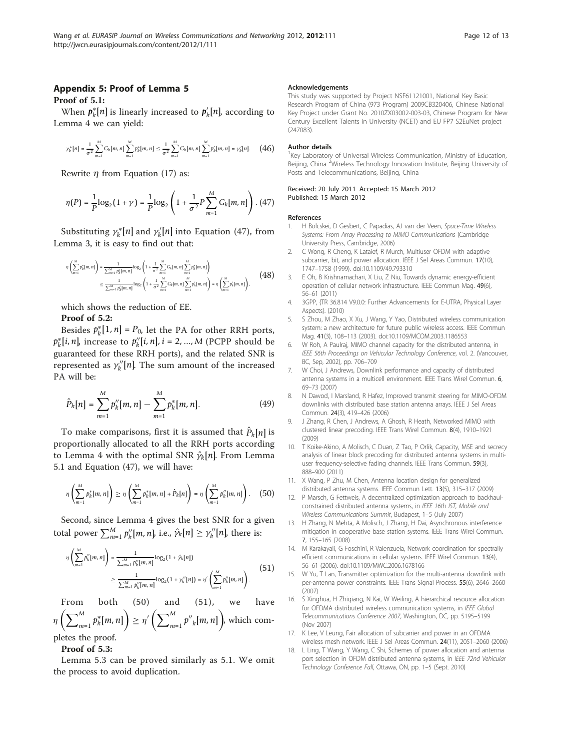## Appendix 5: Proof of Lemma 5

**Proof of 5.1:**

When $\boldsymbol{p}_k^*[n]$ is linearly increased to $\boldsymbol{p}_k'[n]$, according to Lemma 4 we can yield:

$$\gamma_k^*[n] = \frac{1}{\sigma^2}\sum_{m=1}^{M} G_k[m,n]\sum_{m=1}^{M} p_k^*[m,n] \le \frac{1}{\sigma^2}\sum_{m=1}^{M} G_k[m,n]\sum_{m=1}^{M} p_k'[m,n] = \gamma_k'[n]. \quad (46)$$

Rewrite $\eta$ from Equation (17) as:

$$\eta(P) = \frac{1}{P}\log_2(1+\gamma) = \frac{1}{P}\log_2\left(1 + \frac{1}{\sigma^2}P\sum_{m=1}^{M} G_k[m,n]\right). \quad (47)$$

Substituting $\gamma_k^*[n]$ and $\gamma_k'[n]$ into Equation (47), from Lemma 3, it is easy to find out that:

$$\begin{aligned}\eta\left(\sum_{m=1}^{M} p_k^*[m,n]\right) &= \frac{1}{\sum_{m=1}^{M} p_k^*[m,n]}\log_2\left(1 + \frac{1}{\sigma^2}\sum_{m=1}^{M} G_k[m,n]\sum_{m=1}^{M} p_k^*[m,n]\right) \\ &\ge \frac{1}{\sum_{m=1}^{M} p_k'[m,n]}\log_2\left(1 + \frac{1}{\sigma^2}\sum_{m=1}^{M} G_k[m,n]\sum_{m=1}^{M} p_k'[m,n]\right) = \eta\left(\sum_{m=1}^{M} p_k'[m,n]\right),\end{aligned} \quad (48)$$

which shows the reduction of EE.

**Proof of 5.2:**

Besides $p_k^*[1,n] = P_0$, let the PA for other RRH ports, $p_k^*[i,n]$, increase to $p_k''[i,n]$, $i = 2,\ldots,M$ (PCPP should be guaranteed for these RRH ports), and the related SNR is represented as $\gamma_k''[n]$. The sum amount of the increased PA will be:

$$\hat{P}_k[n] = \sum_{m=1}^{M} p_k''[m,n] - \sum_{m=1}^{M} p_k^*[m,n]. \quad (49)$$

To make comparisons, first it is assumed that $\hat{P}_k[n]$ is proportionally allocated to all the RRH ports according to Lemma 4 with the optimal SNR $\hat{\gamma}_k[n]$. From Lemma 5.1 and Equation (47), we will have:

$$\eta\left(\sum_{m=1}^{M} p_k^*[m,n]\right) \ge \eta\left(\sum_{m=1}^{M} p_k^*[m,n] + \hat{P}_k[n]\right) = \eta\left(\sum_{m=1}^{M} p_k''[m,n]\right). \quad (50)$$

Second, since Lemma 4 gives the best SNR for a given total power $\sum_{m=1}^{M} p_k''[m,n]$, i.e., $\hat{\gamma}_k[n] \ge \gamma_k''[n]$, there is:

$$\begin{aligned}\eta\left(\sum_{m=1}^{M} p_k''[m,n]\right) &= \frac{1}{\sum_{m=1}^{M} p_k''[m,n]}\log_2(1+\hat{\gamma}_k[n]) \\ &\ge \frac{1}{\sum_{m=1}^{M} p_k''[m,n]}\log_2(1+\gamma_k''[n]) = \eta'\left(\sum_{m=1}^{M} p_k''[m,n]\right).\end{aligned} \quad (51)$$

From both (50) and (51), we have $\eta\left(\sum_{m=1}^{M} p_k^*[m,n]\right) \ge \eta'\left(\sum_{m=1}^{M} p''_k[m,n]\right)$, which completes the proof.

**Proof of 5.3:**

Lemma 5.3 can be proved similarly as 5.1. We omit the process to avoid duplication.

### Acknowledgements

This study was supported by Project NSF61121001, National Key Basic Research Program of China (973 Program) 2009CB320406, Chinese National Key Project under Grant No. 2010ZX03002-003-03, Chinese Program for New Century Excellent Talents in University (NCET) and EU FP7 S2EuNet project (247083).

### Author details

[1]Key Laboratory of Universal Wireless Communication, Ministry of Education, Beijing, China [2]Wireless Technology Innovation Institute, Beijing University of Posts and Telecommunications, Beijing, China

Received: 20 July 2011 Accepted: 15 March 2012
Published: 15 March 2012

### References

1. H Bolcskei, D Gesbert, C Papadias, AJ van der Veen, *Space-Time Wireless Systems: From Array Processing to MIMO Communications* (Cambridge University Press, Cambridge, 2006)
2. C Wong, R Cheng, K Lataief, R Murch, Multiuser OFDM with adaptive subcarrier, bit, and power allocation. IEEE J Sel Areas Commun. **17**(10), 1747–1758 (1999). doi:10.1109/49.793310
3. E Oh, B Krishnamachari, X Liu, Z Niu, Towards dynamic energy-efficient operation of cellular network infrastructure. IEEE Commun Mag. **49**(6), 56–61 (2011)
4. 3GPP, {TR 36.814 V9.0.0: Further Advancements for E-UTRA, Physical Layer Aspects}. (2010)
5. S Zhou, M Zhao, X Xu, J Wang, Y Yao, Distributed wireless communication system: a new architecture for future public wireless access. IEEE Commun Mag. **41**(3), 108–113 (2003). doi:10.1109/MCOM.2003.1186553
6. W Roh, A Paulraj, MIMO channel capacity for the distributed antenna, in *IEEE 56th Proceedings on Vehicular Technology Conference*, vol. 2. (Vancouver, BC, Sep, 2002), pp. 706–709
7. W Choi, J Andrews, Downlink performance and capacity of distributed antenna systems in a multicell environment. IEEE Trans Wirel Commun. **6**, 69–73 (2007)
8. N Dawod, I Marsland, R Hafez, Improved transmit steering for MIMO-OFDM downlinks with distributed base station antenna arrays. IEEE J Sel Areas Commun. **24**(3), 419–426 (2006)
9. J Zhang, R Chen, J Andrews, A Ghosh, R Heath, Networked MIMO with clustered linear precoding. IEEE Trans Wirel Commun. **8**(4), 1910–1921 (2009)
10. T Koike-Akino, A Molisch, C Duan, Z Tao, P Orlik, Capacity, MSE and secrecy analysis of linear block precoding for distributed antenna systems in multi-user frequency-selective fading channels. IEEE Trans Commun. **59**(3), 888–900 (2011)
11. X Wang, P Zhu, M Chen, Antenna location design for generalized distributed antenna systems. IEEE Commun Lett. **13**(5), 315–317 (2009)
12. P Marsch, G Fettweis, A decentralized optimization approach to backhaul-constrained distributed antenna systems, in *IEEE 16th IST, Mobile and Wireless Communications Summit*, Budapest, 1–5 (July 2007)
13. H Zhang, N Mehta, A Molisch, J Zhang, H Dai, Asynchronous interference mitigation in cooperative base station systems. IEEE Trans Wirel Commun. **7**, 155–165 (2008)
14. M Karakayali, G Foschini, R Valenzuela, Network coordination for spectrally efficient communications in cellular systems. IEEE Wirel Commun. **13**(4), 56–61 (2006). doi:10.1109/MWC.2006.1678166
15. W Yu, T Lan, Transmitter optimization for the multi-antenna downlink with per-antenna power constraints. IEEE Trans Signal Process. **55**(6), 2646–2660 (2007)
16. S Xinghua, H Zhiqiang, N Kai, W Weiling, A hierarchical resource allocation for OFDMA distributed wireless communication systems, in *IEEE Global Telecommunications Conference 2007*, Washington, DC, pp. 5195–5199 (Nov 2007)
17. K Lee, V Leung, Fair allocation of subcarrier and power in an OFDMA wireless mesh network. IEEE J Sel Areas Commun. **24**(11), 2051–2060 (2006)
18. L Ling, T Wang, Y Wang, C Shi, Schemes of power allocation and antenna port selection in OFDM distributed antenna systems, in *IEEE 72nd Vehicular Technology Conference Fall*, Ottawa, ON, pp. 1–5 (Sept. 2010)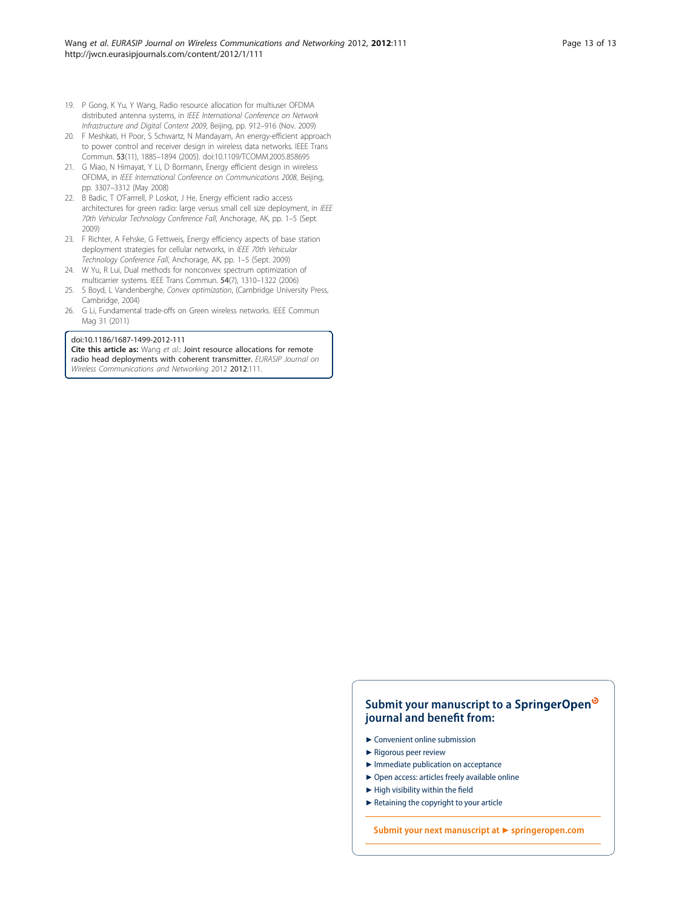19. P Gong, K Yu, Y Wang, Radio resource allocation for multiuser OFDMA distributed antenna systems, in *IEEE International Conference on Network Infrastructure and Digital Content 2009*, Beijing, pp. 912–916 (Nov. 2009)
20. F Meshkati, H Poor, S Schwartz, N Mandayam, An energy-efficient approach to power control and receiver design in wireless data networks. IEEE Trans Commun. **53**(11), 1885–1894 (2005). doi:10.1109/TCOMM.2005.858695
21. G Miao, N Himayat, Y Li, D Bormann, Energy efficient design in wireless OFDMA, in *IEEE International Conference on Communications 2008*, Beijing, pp. 3307–3312 (May 2008)
22. B Badic, T O'Farrrell, P Loskot, J He, Energy efficient radio access architectures for green radio: large versus small cell size deployment, in *IEEE 70th Vehicular Technology Conference Fall*, Anchorage, AK, pp. 1–5 (Sept. 2009)
23. F Richter, A Fehske, G Fettweis, Energy efficiency aspects of base station deployment strategies for cellular networks, in *IEEE 70th Vehicular Technology Conference Fall*, Anchorage, AK, pp. 1–5 (Sept. 2009)
24. W Yu, R Lui, Dual methods for nonconvex spectrum optimization of multicarrier systems. IEEE Trans Commun. **54**(7), 1310–1322 (2006)
25. S Boyd, L Vandenberghe, *Convex optimization*, (Cambridge University Press, Cambridge, 2004)
26. G Li, Fundamental trade-offs on Green wireless networks. IEEE Commun Mag 31 (2011)

doi:10.1186/1687-1499-2012-111
**Cite this article as:** Wang *et al.*: Joint resource allocations for remote radio head deployments with coherent transmitter. *EURASIP Journal on Wireless Communications and Networking* 2012 **2012**:111.

**Submit your manuscript to a SpringerOpen journal and benefit from:**

- ► Convenient online submission
- ► Rigorous peer review
- ► Immediate publication on acceptance
- ► Open access: articles freely available online
- ► High visibility within the field
- ► Retaining the copyright to your article

**Submit your next manuscript at ► springeropen.com**